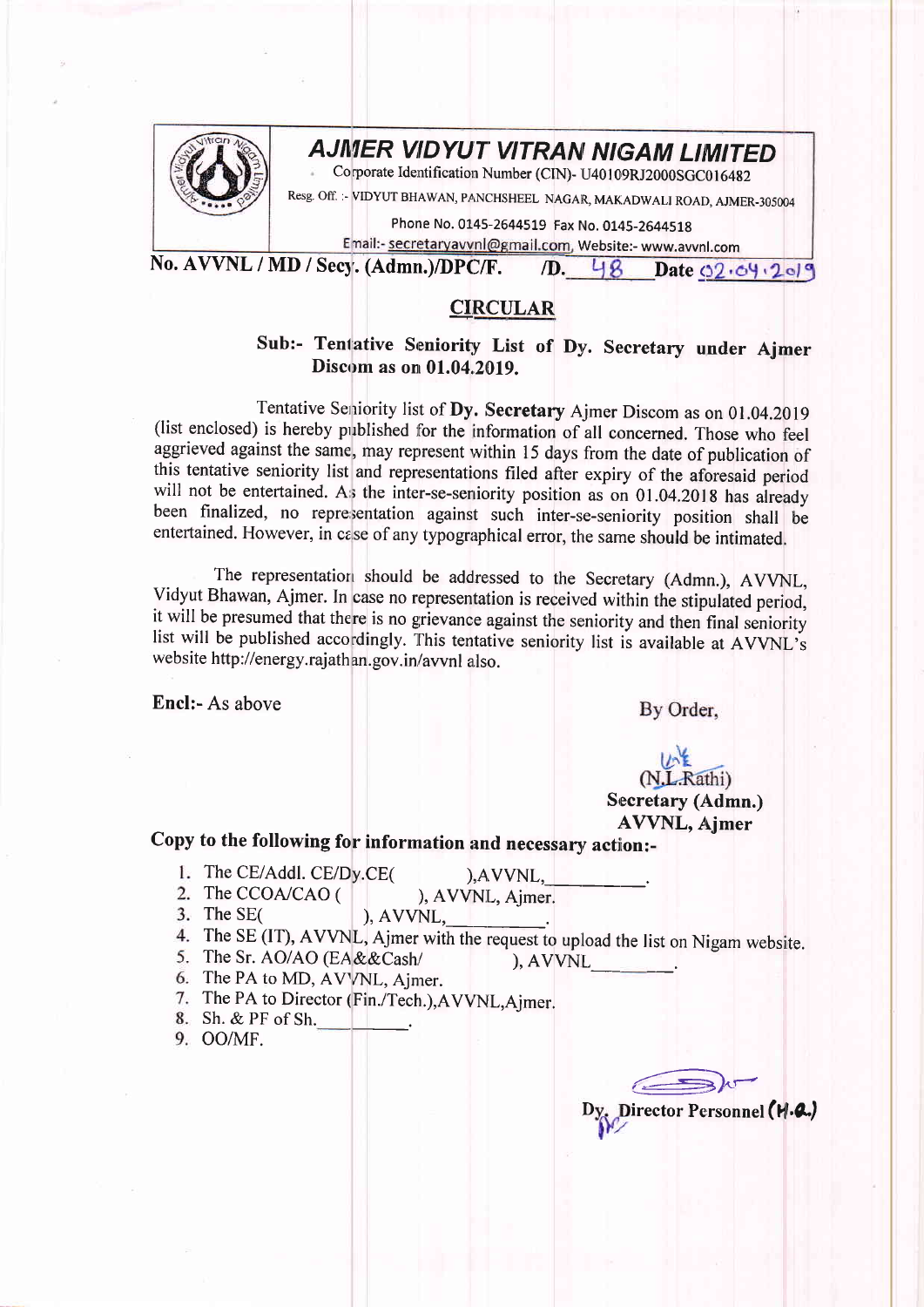# AJMER VIDYUT VITRAN NIGAM LIMITED

Corporate Identification Number (CIN)- U40109RJ2000SGC016482

Resg. Off. :- VIDYUT BHAWAN, PANCHSHEEL NAGAR, MAKADWALI ROAD, AJMER-305004

Phone No. 0145-2644519 Fax No. 0145-2644518

Email:- secretaryavvnl@gmail.com, Website:- www.avvnl.com

**No. AVVNL / MD / Secy. (Admn.)/DPC/F. /D. 48 Date 02.04.2019**

## CIRCULAR

**Sub:- Tentative Seniority List of Dy. Secretary under Ajmer Discom as on 01.04.2019.**

Tentative Seniority list of **Dy. Secretary** Ajmer Discom as on 01.04.2019 (list enclosed) is hereby published for the information of all concerned. Those who feel aggrieved against the same, may represent within 15 days from the date of publication of this tentative seniority list and representations filed after expiry of the aforesaid period will not be entertained. As the inter-se-seniority position as on 01.04.2018 has already been finalized, no representation against such inter-se-seniority position shall be entertained. However, in case of any typographical error, the same should be intimated.

The representation should be addressed to the Secretary (Admn.), AVVNL, Vidyut Bhawan, Ajmer. In case no representation is received within the stipulated period, it will be presumed that there is no grievance against the seniority and then final seniority list will be published accordingly. This tentative seniority list is available at AVVNL's website http://energy.rajathan.gov.in/avvnl also.

**Encl:-** As above

By Order,

(N.L.Rathi)
**Secretary (Admn.)**
**AVVNL, Ajmer**

**Copy to the following for information and necessary action:-**

1. The CE/Addl. CE/Dy.CE( ),AVVNL,\_\_\_\_\_\_\_\_\_\_.
2. The CCOA/CAO ( ), AVVNL, Ajmer.
3. The SE( ), AVVNL,\_\_\_\_\_\_\_\_\_\_.
4. The SE (IT), AVVNL, Ajmer with the request to upload the list on Nigam website.
5. The Sr. AO/AO (EA&&Cash/ ), AVVNL\_\_\_\_\_\_\_\_.
6. The PA to MD, AVVNL, Ajmer.
7. The PA to Director (Fin./Tech.),AVVNL,Ajmer.
8. Sh. & PF of Sh.\_\_\_\_\_\_\_\_\_.
9. OO/MF.

Dy. Director Personnel (H.Q.)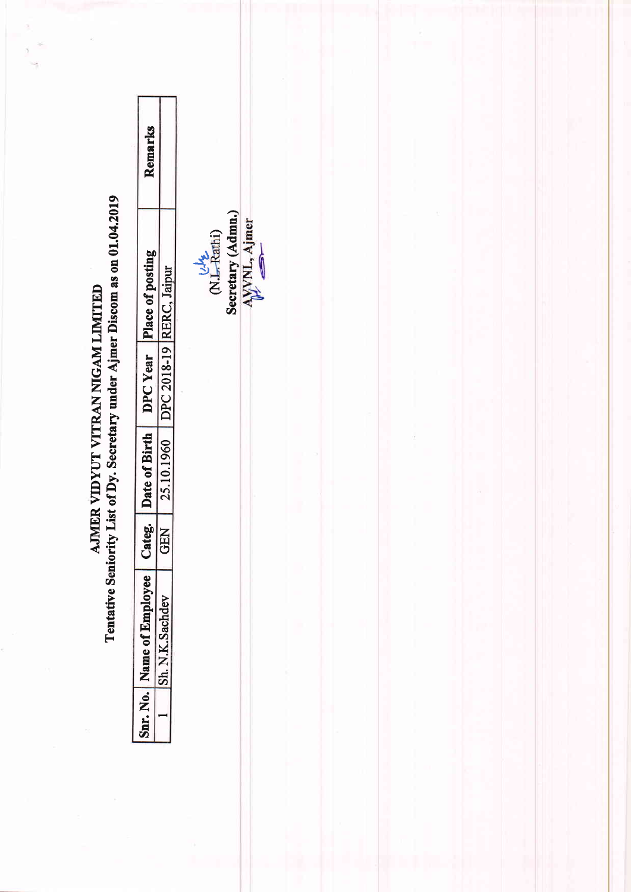# AJMER VIDYUT VITRAN NIGAM LIMITED

## Tentative Seniority List of Dy. Secretary under Ajmer Discom as on 01.04.2019

| Snr. No. | Name of Employee | Categ. | Date of Birth | DPC Year | Place of posting | Remarks |
|---|---|---|---|---|---|---|
| 1 | Sh. N.K.Sachdev | GEN | 25.10.1960 | DPC 2018-19 | RERC, Jaipur | |

(N.L.Rathi)
Secretary (Admn.)
AVVNL, Ajmer